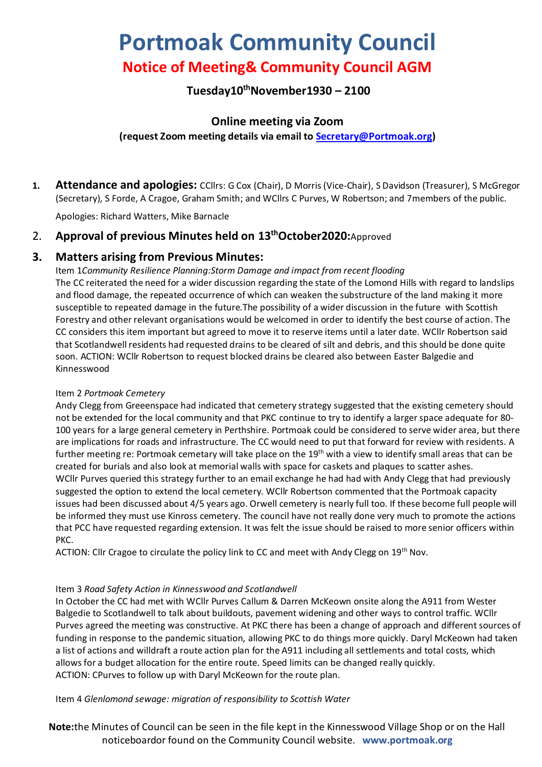# Portmoak Community Council

## Notice of Meeting& Community Council AGM

### Tuesday10thNovember1930 – 2100

### Online meeting via Zoom

**(request Zoom meeting details via email to Secretary@Portmoak.org)**

1. **Attendance and apologies:** CCllrs: G Cox (Chair), D Morris (Vice-Chair), S Davidson (Treasurer), S McGregor (Secretary), S Forde, A Cragoe, Graham Smith; and WCllrs C Purves, W Robertson; and 7members of the public.

   Apologies: Richard Watters, Mike Barnacle

2. **Approval of previous Minutes held on 13thOctober2020:**Approved

3. **Matters arising from Previous Minutes:**

   Item 1*Community Resilience Planning:Storm Damage and impact from recent flooding*

   The CC reiterated the need for a wider discussion regarding the state of the Lomond Hills with regard to landslips and flood damage, the repeated occurrence of which can weaken the substructure of the land making it more susceptible to repeated damage in the future.The possibility of a wider discussion in the future with Scottish Forestry and other relevant organisations would be welcomed in order to identify the best course of action. The CC considers this item important but agreed to move it to reserve items until a later date. WCllr Robertson said that Scotlandwell residents had requested drains to be cleared of silt and debris, and this should be done quite soon. ACTION: WCllr Robertson to request blocked drains be cleared also between Easter Balgedie and Kinnesswood

   Item 2 *Portmoak Cemetery*

   Andy Clegg from Greeenspace had indicated that cemetery strategy suggested that the existing cemetery should not be extended for the local community and that PKC continue to try to identify a larger space adequate for 80-100 years for a large general cemetery in Perthshire. Portmoak could be considered to serve wider area, but there are implications for roads and infrastructure. The CC would need to put that forward for review with residents. A further meeting re: Portmoak cemetary will take place on the 19th with a view to identify small areas that can be created for burials and also look at memorial walls with space for caskets and plaques to scatter ashes. WCllr Purves queried this strategy further to an email exchange he had had with Andy Clegg that had previously suggested the option to extend the local cemetery. WCllr Robertson commented that the Portmoak capacity issues had been discussed about 4/5 years ago. Orwell cemetery is nearly full too. If these become full people will be informed they must use Kinross cemetery. The council have not really done very much to promote the actions that PCC have requested regarding extension. It was felt the issue should be raised to more senior officers within PKC.

   ACTION: Cllr Cragoe to circulate the policy link to CC and meet with Andy Clegg on 19th Nov.

   Item 3 *Road Safety Action in Kinnesswood and Scotlandwell*

   In October the CC had met with WCllr Purves Callum & Darren McKeown onsite along the A911 from Wester Balgedie to Scotlandwell to talk about buildouts, pavement widening and other ways to control traffic. WCllr Purves agreed the meeting was constructive. At PKC there has been a change of approach and different sources of funding in response to the pandemic situation, allowing PKC to do things more quickly. Daryl McKeown had taken a list of actions and willdraft a route action plan for the A911 including all settlements and total costs, which allows for a budget allocation for the entire route. Speed limits can be changed really quickly.

   ACTION: CPurves to follow up with Daryl McKeown for the route plan.

   Item 4 *Glenlomond sewage: migration of responsibility to Scottish Water*

**Note:**the Minutes of Council can be seen in the file kept in the Kinnesswood Village Shop or on the Hall noticeboardor found on the Community Council website. **www.portmoak.org**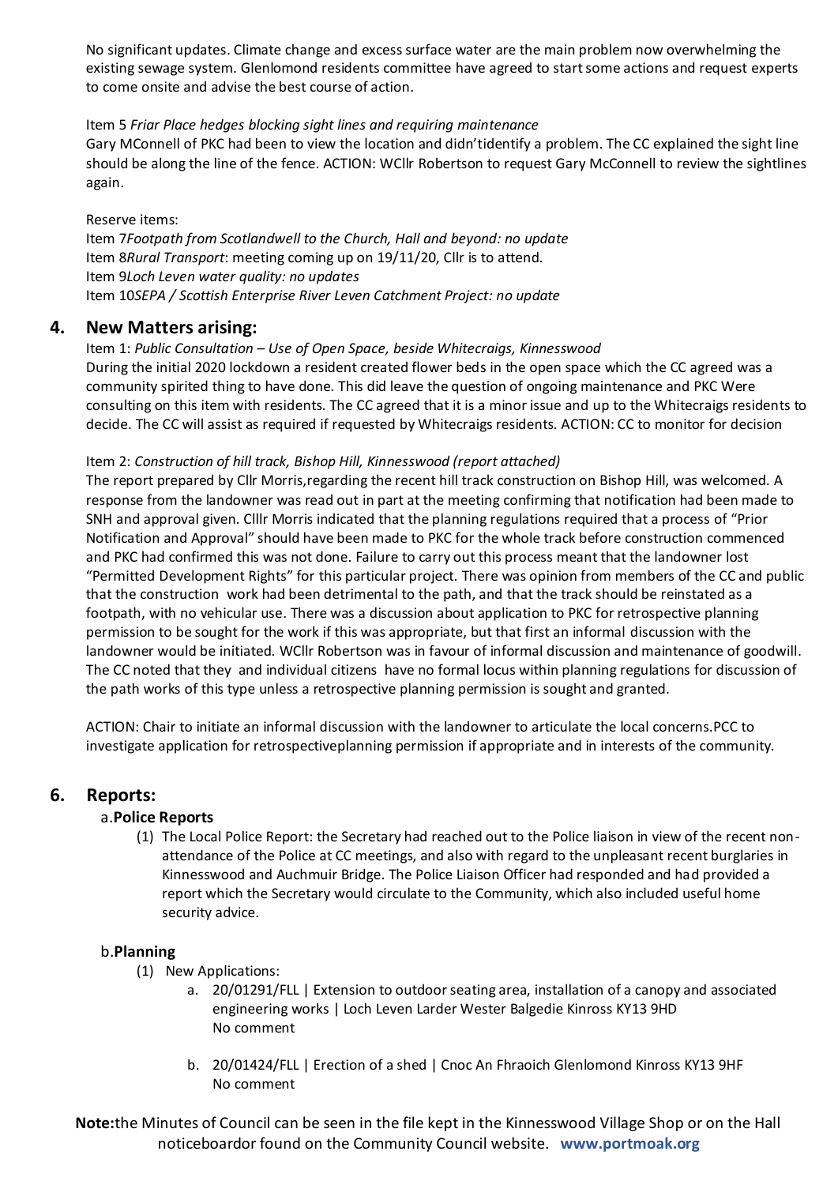No significant updates. Climate change and excess surface water are the main problem now overwhelming the existing sewage system. Glenlomond residents committee have agreed to start some actions and request experts to come onsite and advise the best course of action.

Item 5 *Friar Place hedges blocking sight lines and requiring maintenance*
Gary MConnell of PKC had been to view the location and didn'tidentify a problem. The CC explained the sight line should be along the line of the fence. ACTION: WCllr Robertson to request Gary McConnell to review the sightlines again.

Reserve items:
Item 7*Footpath from Scotlandwell to the Church, Hall and beyond: no update*
Item 8*Rural Transport*: meeting coming up on 19/11/20, Cllr is to attend.
Item 9*Loch Leven water quality: no updates*
Item 10*SEPA / Scottish Enterprise River Leven Catchment Project: no update*

## 4. New Matters arising:

Item 1: *Public Consultation – Use of Open Space, beside Whitecraigs, Kinnesswood*
During the initial 2020 lockdown a resident created flower beds in the open space which the CC agreed was a community spirited thing to have done. This did leave the question of ongoing maintenance and PKC Were consulting on this item with residents. The CC agreed that it is a minor issue and up to the Whitecraigs residents to decide. The CC will assist as required if requested by Whitecraigs residents. ACTION: CC to monitor for decision

Item 2: *Construction of hill track, Bishop Hill, Kinnesswood (report attached)*
The report prepared by Cllr Morris,regarding the recent hill track construction on Bishop Hill, was welcomed. A response from the landowner was read out in part at the meeting confirming that notification had been made to SNH and approval given. Clllr Morris indicated that the planning regulations required that a process of "Prior Notification and Approval" should have been made to PKC for the whole track before construction commenced and PKC had confirmed this was not done. Failure to carry out this process meant that the landowner lost "Permitted Development Rights" for this particular project. There was opinion from members of the CC and public that the construction work had been detrimental to the path, and that the track should be reinstated as a footpath, with no vehicular use. There was a discussion about application to PKC for retrospective planning permission to be sought for the work if this was appropriate, but that first an informal discussion with the landowner would be initiated. WCllr Robertson was in favour of informal discussion and maintenance of goodwill. The CC noted that they and individual citizens have no formal locus within planning regulations for discussion of the path works of this type unless a retrospective planning permission is sought and granted.

ACTION: Chair to initiate an informal discussion with the landowner to articulate the local concerns.PCC to investigate application for retrospectiveplanning permission if appropriate and in interests of the community.

## 6. Reports:

### a. Police Reports

(1) The Local Police Report: the Secretary had reached out to the Police liaison in view of the recent non-attendance of the Police at CC meetings, and also with regard to the unpleasant recent burglaries in Kinnesswood and Auchmuir Bridge. The Police Liaison Officer had responded and had provided a report which the Secretary would circulate to the Community, which also included useful home security advice.

### b. Planning

(1) New Applications:

a. 20/01291/FLL | Extension to outdoor seating area, installation of a canopy and associated engineering works | Loch Leven Larder Wester Balgedie Kinross KY13 9HD
No comment

b. 20/01424/FLL | Erection of a shed | Cnoc An Fhraoich Glenlomond Kinross KY13 9HF
No comment

**Note:** the Minutes of Council can be seen in the file kept in the Kinnesswood Village Shop or on the Hall noticeboardor found on the Community Council website. **www.portmoak.org**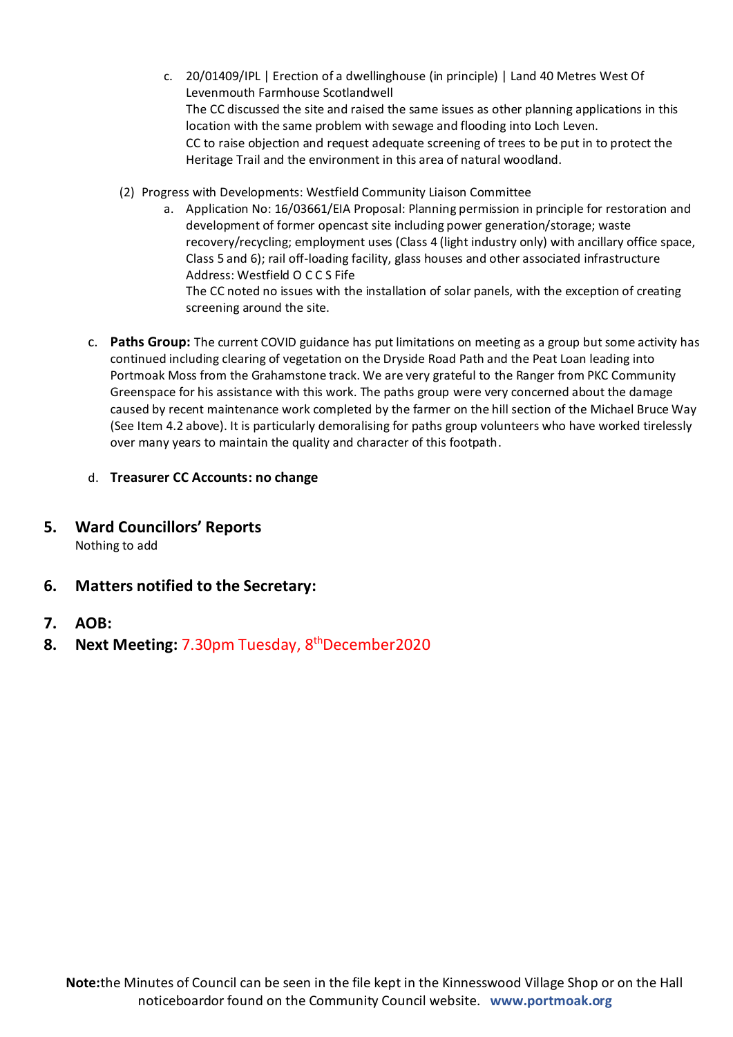c. 20/01409/IPL | Erection of a dwellinghouse (in principle) | Land 40 Metres West Of Levenmouth Farmhouse Scotlandwell
   The CC discussed the site and raised the same issues as other planning applications in this location with the same problem with sewage and flooding into Loch Leven.
   CC to raise objection and request adequate screening of trees to be put in to protect the Heritage Trail and the environment in this area of natural woodland.

(2) Progress with Developments: Westfield Community Liaison Committee

a. Application No: 16/03661/EIA Proposal: Planning permission in principle for restoration and development of former opencast site including power generation/storage; waste recovery/recycling; employment uses (Class 4 (light industry only) with ancillary office space, Class 5 and 6); rail off-loading facility, glass houses and other associated infrastructure Address: Westfield O C C S Fife
   The CC noted no issues with the installation of solar panels, with the exception of creating screening around the site.

c. **Paths Group:** The current COVID guidance has put limitations on meeting as a group but some activity has continued including clearing of vegetation on the Dryside Road Path and the Peat Loan leading into Portmoak Moss from the Grahamstone track. We are very grateful to the Ranger from PKC Community Greenspace for his assistance with this work. The paths group were very concerned about the damage caused by recent maintenance work completed by the farmer on the hill section of the Michael Bruce Way (See Item 4.2 above). It is particularly demoralising for paths group volunteers who have worked tirelessly over many years to maintain the quality and character of this footpath.

d. **Treasurer CC Accounts: no change**

## 5. Ward Councillors' Reports

Nothing to add

## 6. Matters notified to the Secretary:

## 7. AOB:

## 8. Next Meeting: 7.30pm Tuesday, 8th December2020

**Note:** the Minutes of Council can be seen in the file kept in the Kinnesswood Village Shop or on the Hall noticeboardor found on the Community Council website. **www.portmoak.org**